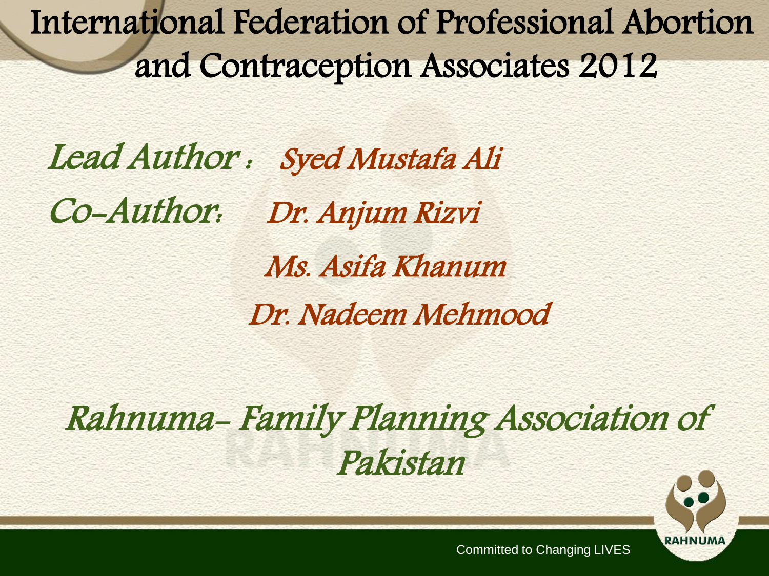# International Federation of Professional Abortion and Contraception Associates 2012

*Lead Author :* *Syed Mustafa Ali*

*Co-Author:* *Dr. Anjum Rizvi*

*Ms. Asifa Khanum*

*Dr. Nadeem Mehmood*

## *Rahnuma- Family Planning Association of Pakistan*

Committed to Changing LIVES

RAHNUMA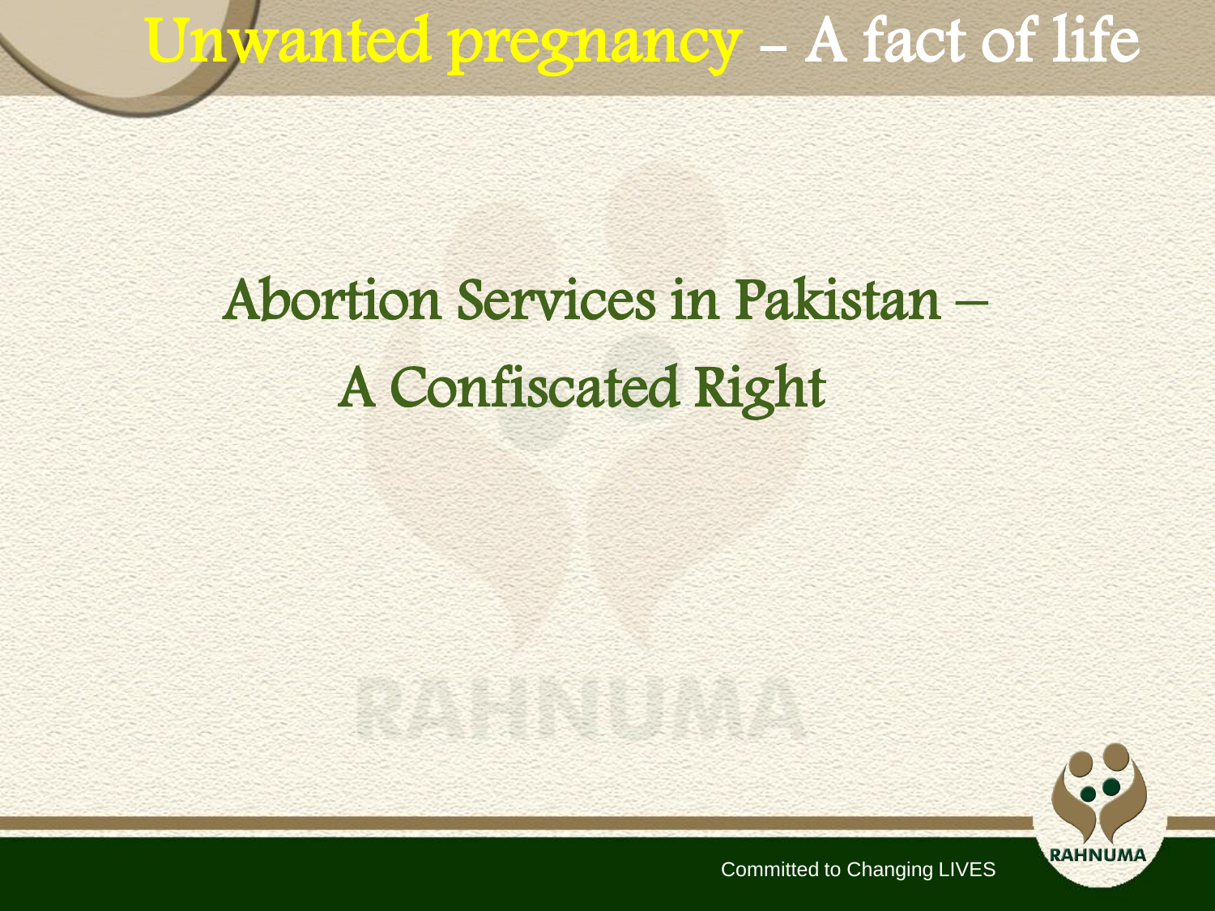# Unwanted pregnancy – A fact of life

## Abortion Services in Pakistan – A Confiscated Right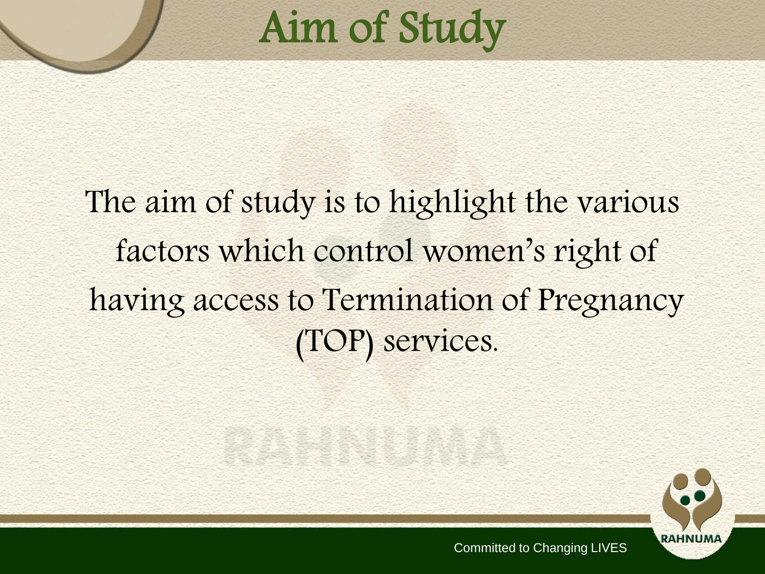# Aim of Study

The aim of study is to highlight the various factors which control women's right of having access to Termination of Pregnancy (TOP) services.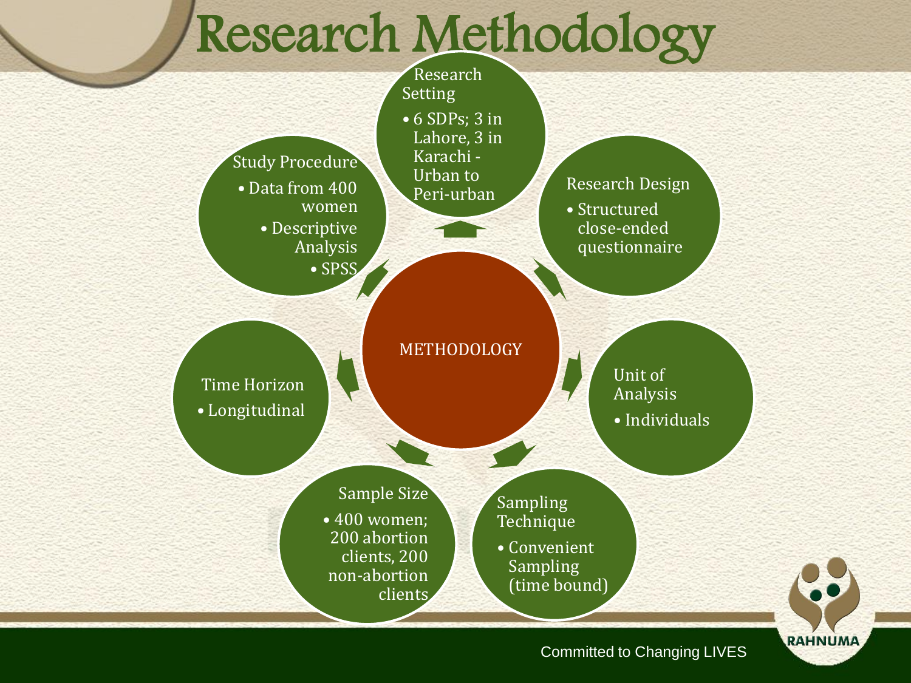# Research Methodology

**METHODOLOGY**

- **Research Setting**
  - 6 SDPs; 3 in Lahore, 3 in Karachi - Urban to Peri-urban
- **Research Design**
  - Structured close-ended questionnaire
- **Unit of Analysis**
  - Individuals
- **Sampling Technique**
  - Convenient Sampling (time bound)
- **Sample Size**
  - 400 women; 200 abortion clients, 200 non-abortion clients
- **Time Horizon**
  - Longitudinal
- **Study Procedure**
  - Data from 400 women
  - Descriptive Analysis
  - SPSS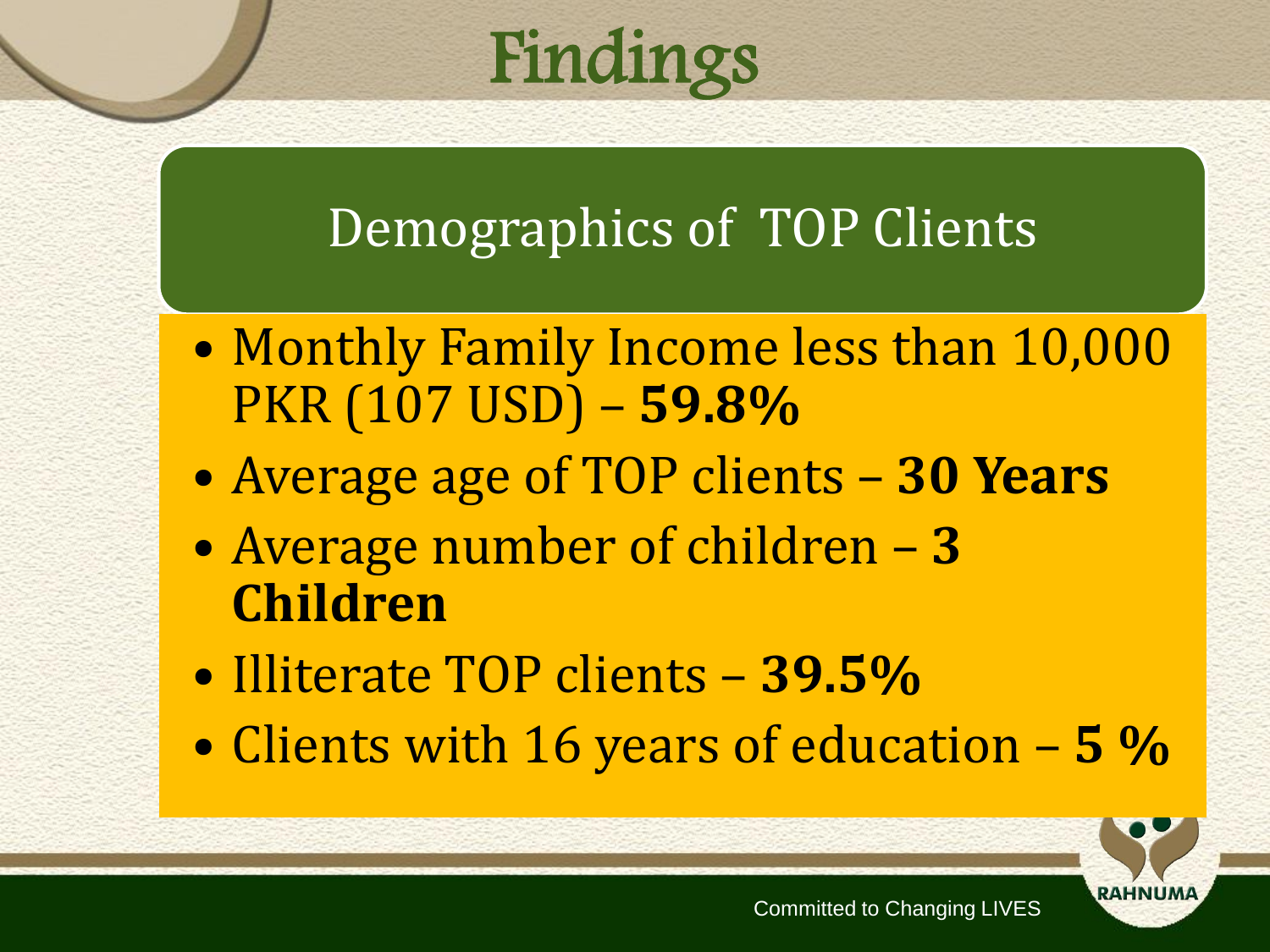# Findings

## Demographics of TOP Clients

- Monthly Family Income less than 10,000 PKR (107 USD) – **59.8%**
- Average age of TOP clients – **30 Years**
- Average number of children – **3 Children**
- Illiterate TOP clients – **39.5%**
- Clients with 16 years of education – **5 %**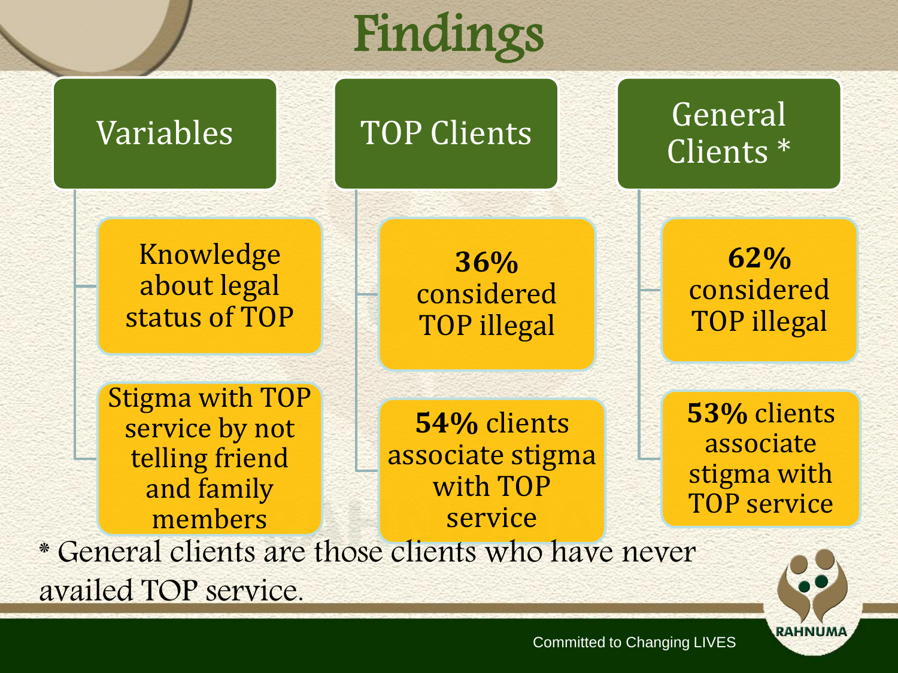# Findings

| Variables | TOP Clients | General Clients * |
|---|---|---|
| Knowledge about legal status of TOP | **36%** considered TOP illegal | **62%** considered TOP illegal |
| Stigma with TOP service by not telling friend and family members | **54%** clients associate stigma with TOP service | **53%** clients associate stigma with TOP service |

* General clients are those clients who have never availed TOP service.

Committed to Changing LIVES

RAHNUMA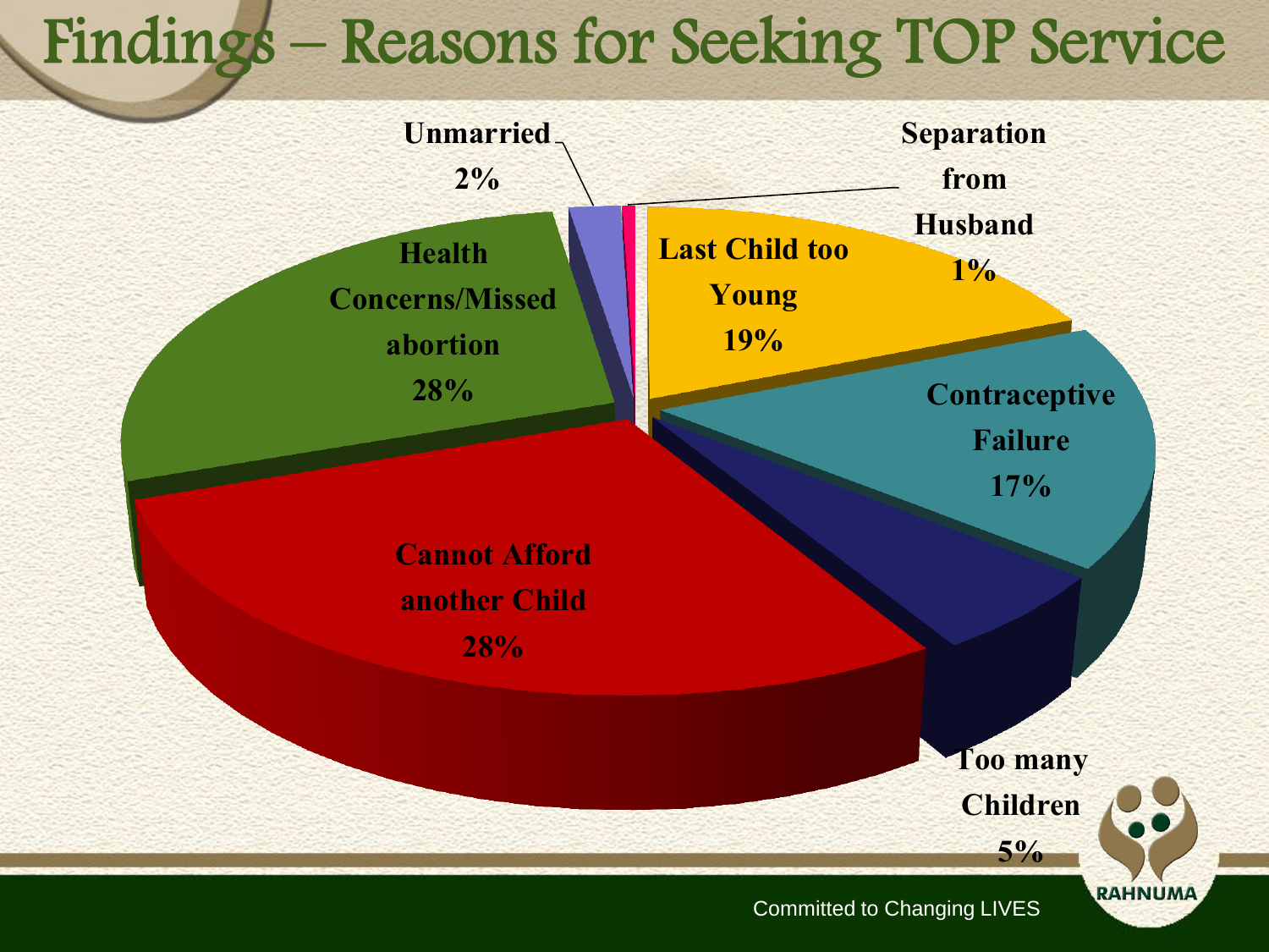# Findings – Reasons for Seeking TOP Service

| Reason | Percentage |
|---|---|
| Cannot Afford another Child | 28% |
| Health Concerns/Missed abortion | 28% |
| Last Child too Young | 19% |
| Contraceptive Failure | 17% |
| Too many Children | 5% |
| Unmarried | 2% |
| Separation from Husband | 1% |

Committed to Changing LIVES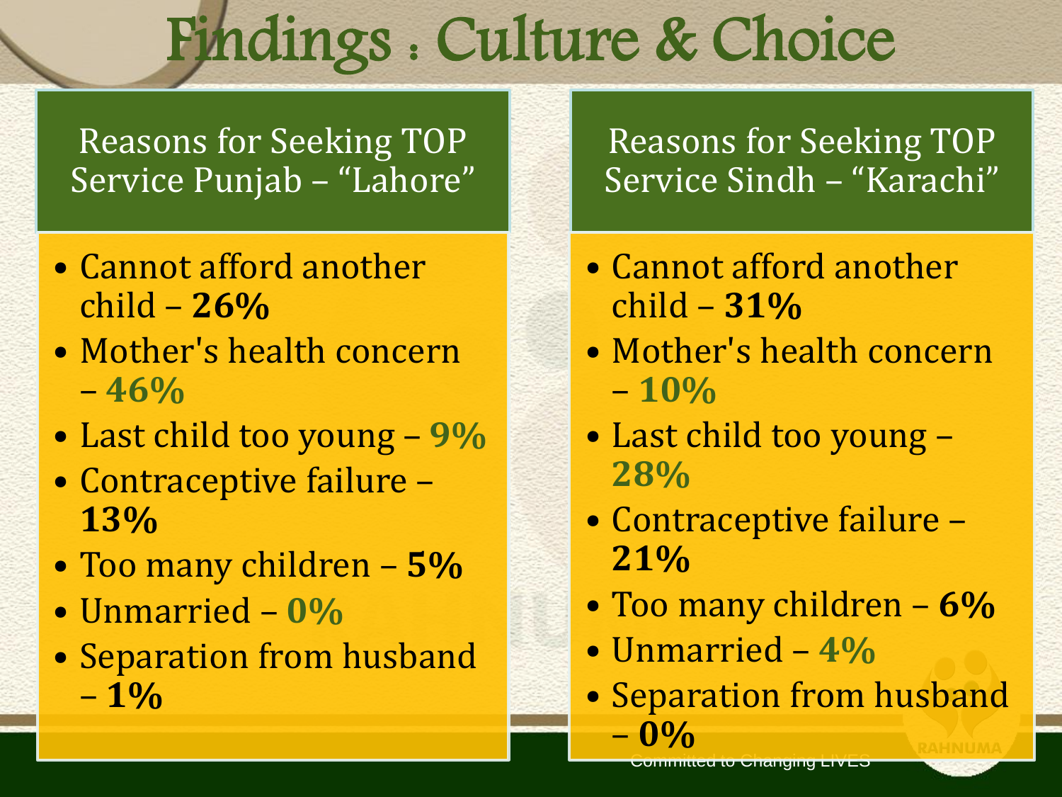# Findings : Culture & Choice

## Reasons for Seeking TOP Service Punjab – "Lahore"

- Cannot afford another child – **26%**
- Mother's health concern – **46%**
- Last child too young – **9%**
- Contraceptive failure – **13%**
- Too many children – **5%**
- Unmarried – **0%**
- Separation from husband – **1%**

## Reasons for Seeking TOP Service Sindh – "Karachi"

- Cannot afford another child – **31%**
- Mother's health concern – **10%**
- Last child too young – **28%**
- Contraceptive failure – **21%**
- Too many children – **6%**
- Unmarried – **4%**
- Separation from husband – **0%**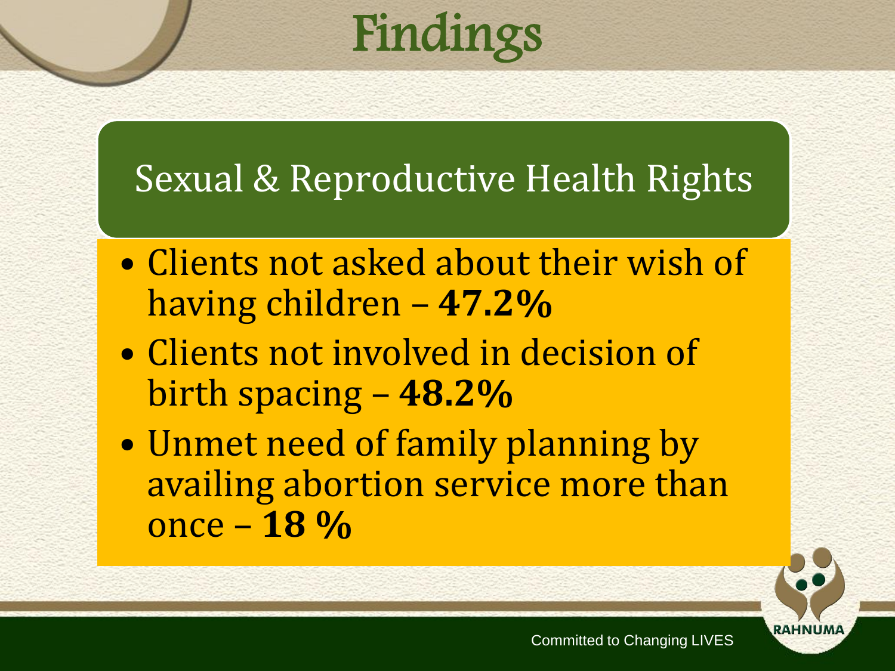# Findings

## Sexual & Reproductive Health Rights

- Clients not asked about their wish of having children – **47.2%**
- Clients not involved in decision of birth spacing – **48.2%**
- Unmet need of family planning by availing abortion service more than once – **18 %**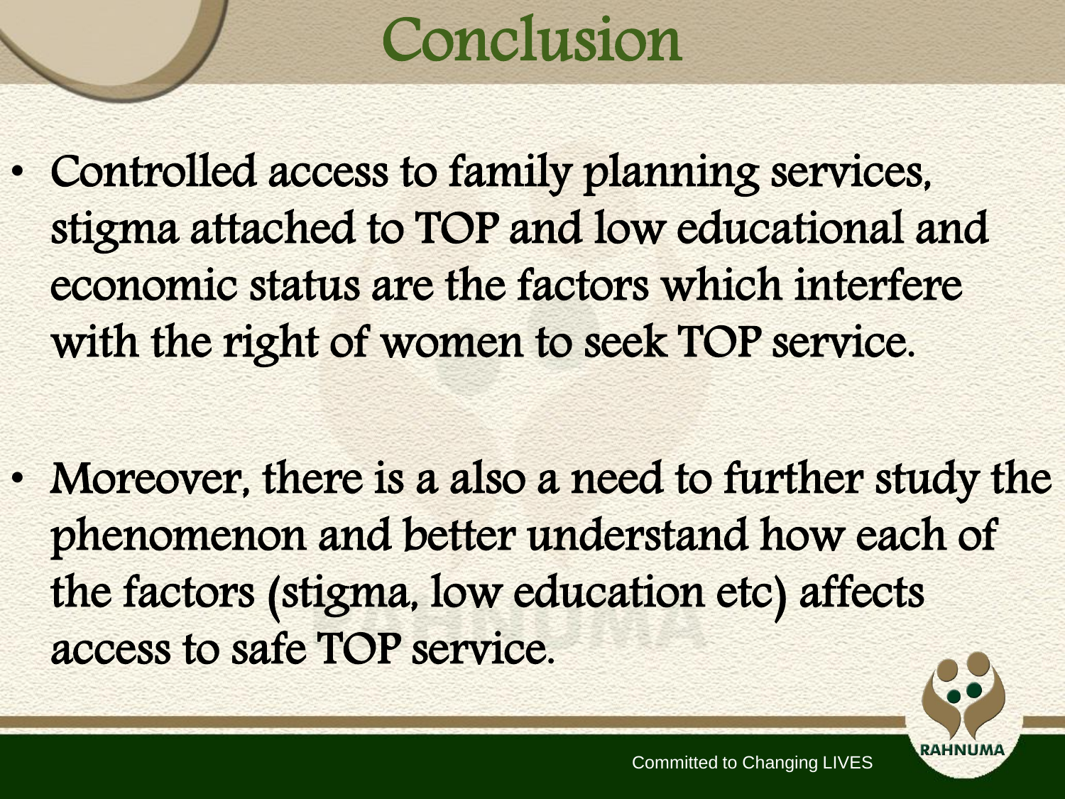# Conclusion

- Controlled access to family planning services, stigma attached to TOP and low educational and economic status are the factors which interfere with the right of women to seek TOP service.
- Moreover, there is a also a need to further study the phenomenon and better understand how each of the factors (stigma, low education etc) affects access to safe TOP service.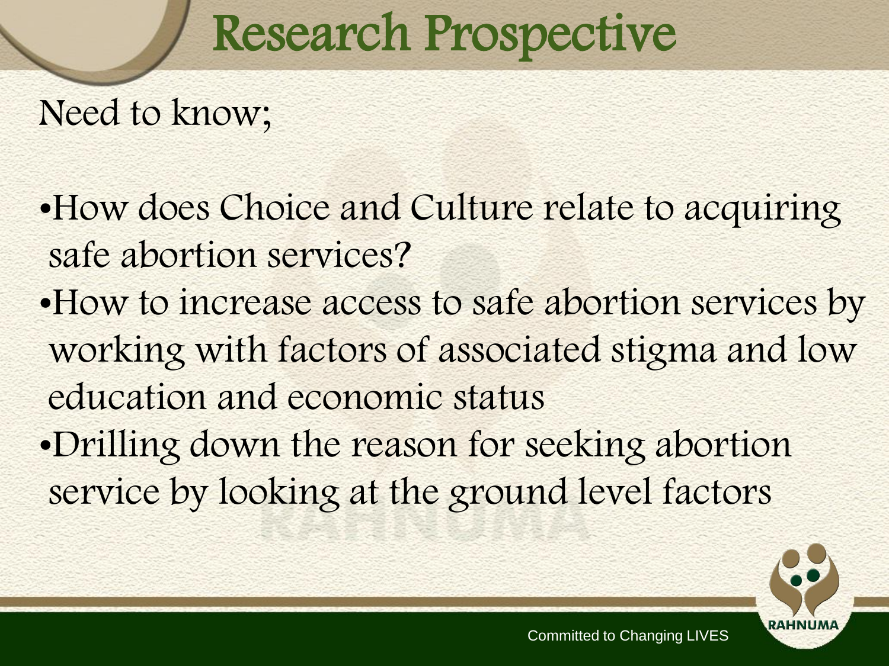# Research Prospective

Need to know;

- How does Choice and Culture relate to acquiring safe abortion services?
- How to increase access to safe abortion services by working with factors of associated stigma and low education and economic status
- Drilling down the reason for seeking abortion service by looking at the ground level factors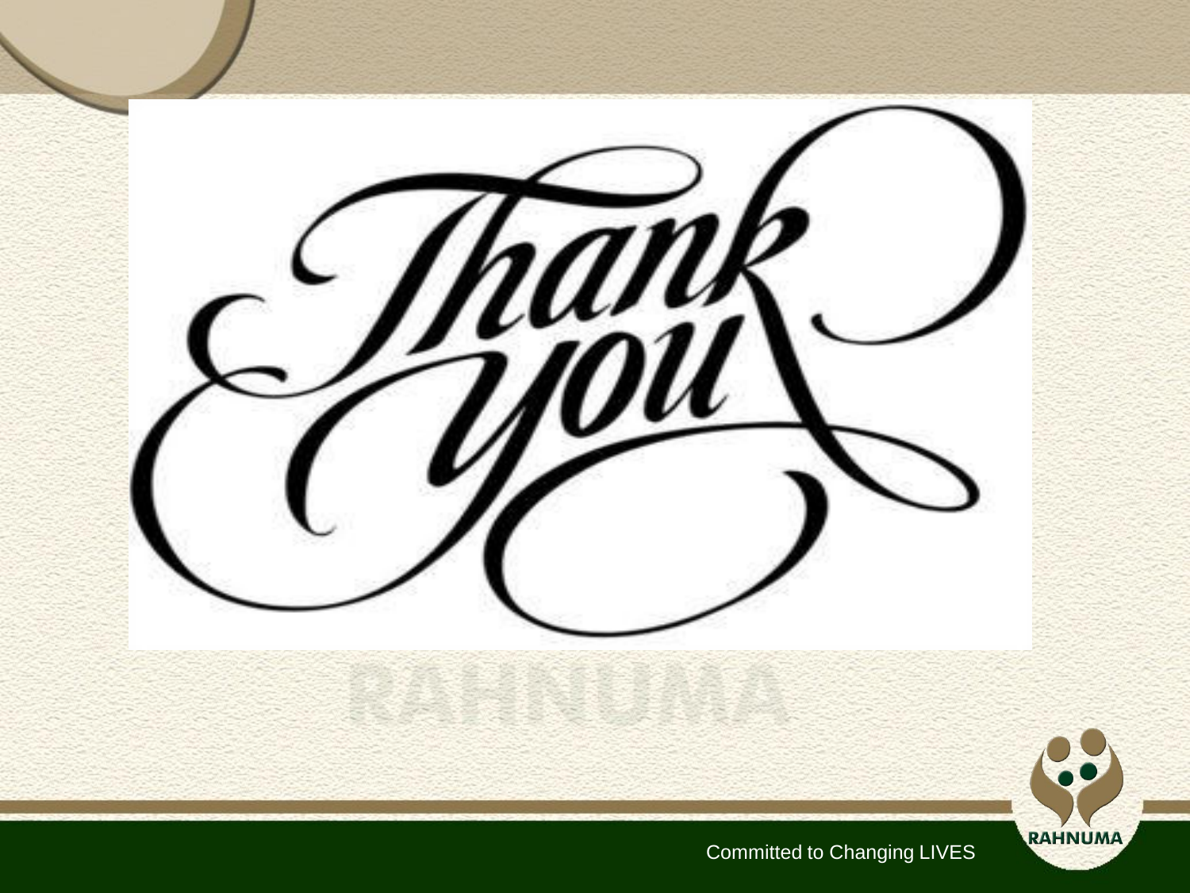Thank you